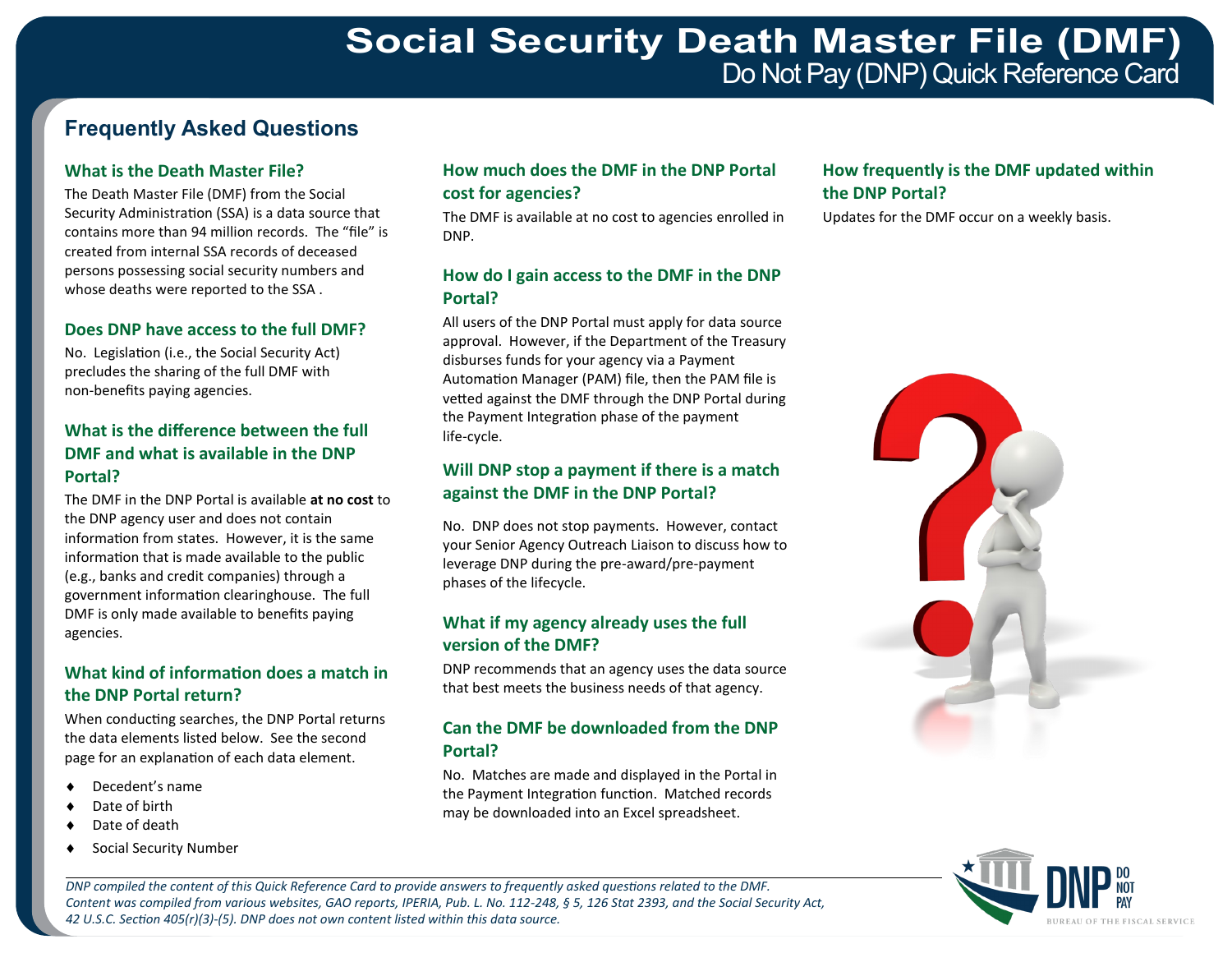# Social Security Death Master File (DMF)

## Do Not Pay (DNP) Quick Reference Card

## Frequently Asked Questions

### What is the Death Master File?

The Death Master File (DMF) from the Social Security Administration (SSA) is a data source that contains more than 94 million records. The "file" is created from internal SSA records of deceased persons possessing social security numbers and whose deaths were reported to the SSA .

### Does DNP have access to the full DMF?

No. Legislation (i.e., the Social Security Act) precludes the sharing of the full DMF with non-benefits paying agencies.

### What is the difference between the full DMF and what is available in the DNP Portal?

The DMF in the DNP Portal is available **at no cost** to the DNP agency user and does not contain information from states. However, it is the same information that is made available to the public (e.g., banks and credit companies) through a government information clearinghouse. The full DMF is only made available to benefits paying agencies.

### What kind of information does a match in the DNP Portal return?

When conducting searches, the DNP Portal returns the data elements listed below. See the second page for an explanation of each data element.

- Decedent's name
- Date of birth
- Date of death
- Social Security Number

### How much does the DMF in the DNP Portal cost for agencies?

The DMF is available at no cost to agencies enrolled in DNP.

### How do I gain access to the DMF in the DNP Portal?

All users of the DNP Portal must apply for data source approval. However, if the Department of the Treasury disburses funds for your agency via a Payment Automation Manager (PAM) file, then the PAM file is vetted against the DMF through the DNP Portal during the Payment Integration phase of the payment life-cycle.

### Will DNP stop a payment if there is a match against the DMF in the DNP Portal?

No. DNP does not stop payments. However, contact your Senior Agency Outreach Liaison to discuss how to leverage DNP during the pre-award/pre-payment phases of the lifecycle.

### What if my agency already uses the full version of the DMF?

DNP recommends that an agency uses the data source that best meets the business needs of that agency.

### Can the DMF be downloaded from the DNP Portal?

No. Matches are made and displayed in the Portal in the Payment Integration function. Matched records may be downloaded into an Excel spreadsheet.

### How frequently is the DMF updated within the DNP Portal?

Updates for the DMF occur on a weekly basis.

---

*DNP compiled the content of this Quick Reference Card to provide answers to frequently asked questions related to the DMF. Content was compiled from various websites, GAO reports, IPERIA, Pub. L. No. 112-248, § 5, 126 Stat 2393, and the Social Security Act, 42 U.S.C. Section 405(r)(3)-(5). DNP does not own content listed within this data source.*

DNP DO NOT PAY
BUREAU OF THE FISCAL SERVICE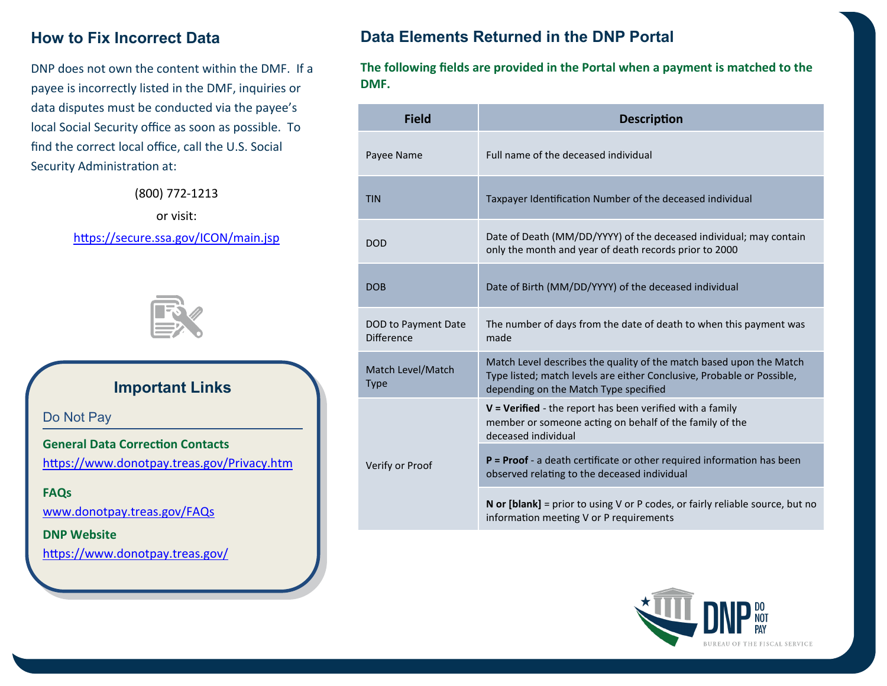## How to Fix Incorrect Data

DNP does not own the content within the DMF. If a payee is incorrectly listed in the DMF, inquiries or data disputes must be conducted via the payee's local Social Security office as soon as possible. To find the correct local office, call the U.S. Social Security Administration at:

(800) 772-1213

or visit:

https://secure.ssa.gov/ICON/main.jsp

### Important Links

Do Not Pay

**General Data Correction Contacts**
https://www.donotpay.treas.gov/Privacy.htm

**FAQs**
www.donotpay.treas.gov/FAQs

**DNP Website**
https://www.donotpay.treas.gov/

## Data Elements Returned in the DNP Portal

**The following fields are provided in the Portal when a payment is matched to the DMF.**

| Field | Description |
|---|---|
| Payee Name | Full name of the deceased individual |
| TIN | Taxpayer Identification Number of the deceased individual |
| DOD | Date of Death (MM/DD/YYYY) of the deceased individual; may contain only the month and year of death records prior to 2000 |
| DOB | Date of Birth (MM/DD/YYYY) of the deceased individual |
| DOD to Payment Date Difference | The number of days from the date of death to when this payment was made |
| Match Level/Match Type | Match Level describes the quality of the match based upon the Match Type listed; match levels are either Conclusive, Probable or Possible, depending on the Match Type specified |
| Verify or Proof | **V = Verified** - the report has been verified with a family member or someone acting on behalf of the family of the deceased individual |
| | **P = Proof** - a death certificate or other required information has been observed relating to the deceased individual |
| | **N or [blank]** = prior to using V or P codes, or fairly reliable source, but no information meeting V or P requirements |

DNP DO NOT PAY
BUREAU OF THE FISCAL SERVICE